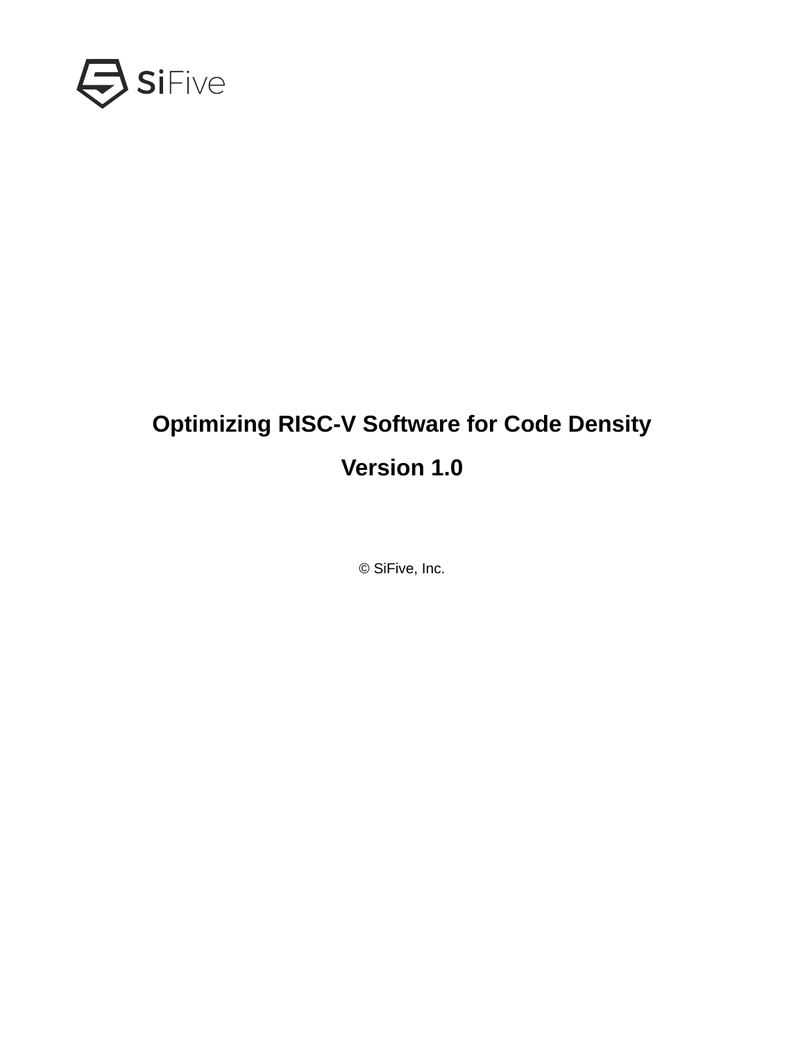# Optimizing RISC-V Software for Code Density

## Version 1.0

© SiFive, Inc.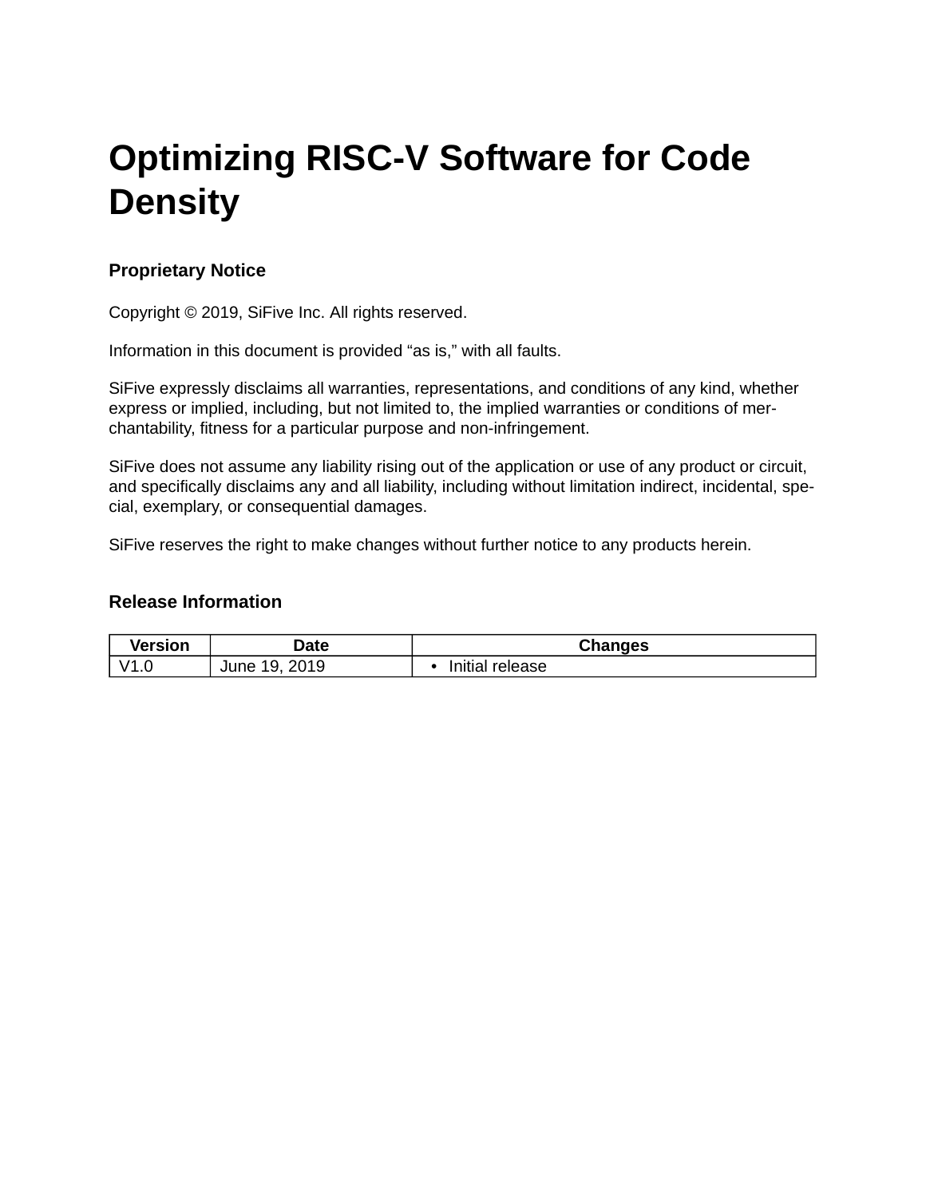# Optimizing RISC-V Software for Code Density

### Proprietary Notice

Copyright © 2019, SiFive Inc. All rights reserved.

Information in this document is provided "as is," with all faults.

SiFive expressly disclaims all warranties, representations, and conditions of any kind, whether express or implied, including, but not limited to, the implied warranties or conditions of merchantability, fitness for a particular purpose and non-infringement.

SiFive does not assume any liability rising out of the application or use of any product or circuit, and specifically disclaims any and all liability, including without limitation indirect, incidental, special, exemplary, or consequential damages.

SiFive reserves the right to make changes without further notice to any products herein.

### Release Information

| Version | Date | Changes |
|---|---|---|
| V1.0 | June 19, 2019 | • Initial release |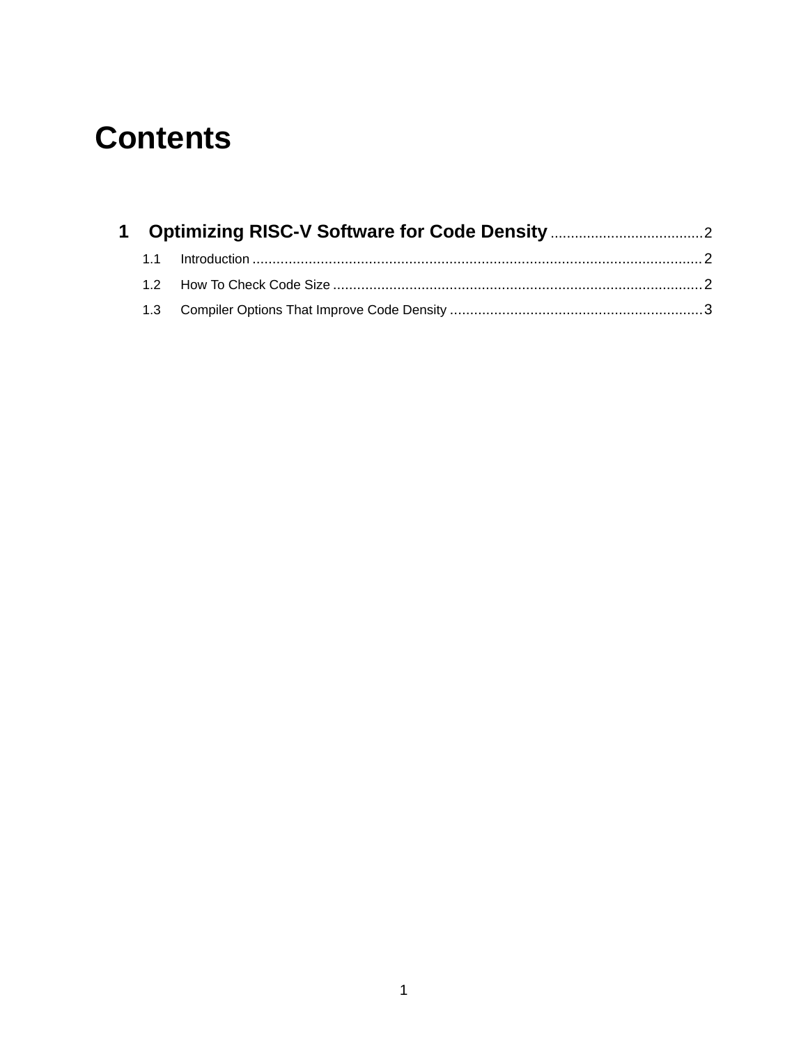# Contents

**1 Optimizing RISC-V Software for Code Density** ....................................... 2

1.1 Introduction ............................................................................................................. 2

1.2 How To Check Code Size ......................................................................................... 2

1.3 Compiler Options That Improve Code Density ............................................................ 3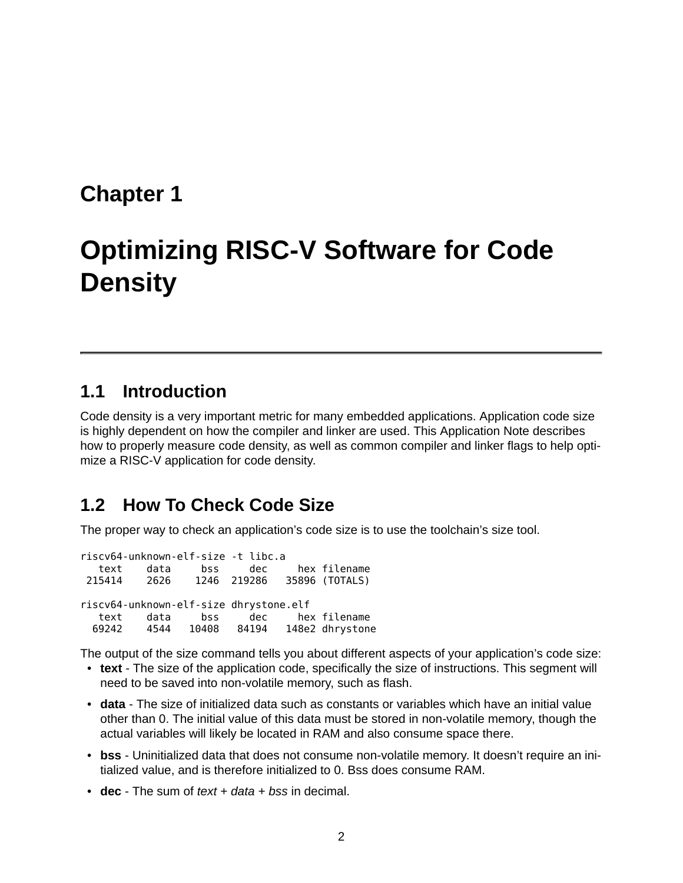# Chapter 1

# Optimizing RISC-V Software for Code Density

## 1.1 Introduction

Code density is a very important metric for many embedded applications. Application code size is highly dependent on how the compiler and linker are used. This Application Note describes how to properly measure code density, as well as common compiler and linker flags to help optimize a RISC-V application for code density.

## 1.2 How To Check Code Size

The proper way to check an application's code size is to use the toolchain's size tool.

```
riscv64-unknown-elf-size -t libc.a
   text    data     bss     dec     hex filename
 215414    2626    1246  219286   35896 (TOTALS)

riscv64-unknown-elf-size dhrystone.elf
   text    data     bss     dec     hex filename
  69242    4544   10408   84194   148e2 dhrystone
```

The output of the size command tells you about different aspects of your application's code size:

- **text** - The size of the application code, specifically the size of instructions. This segment will need to be saved into non-volatile memory, such as flash.
- **data** - The size of initialized data such as constants or variables which have an initial value other than 0. The initial value of this data must be stored in non-volatile memory, though the actual variables will likely be located in RAM and also consume space there.
- **bss** - Uninitialized data that does not consume non-volatile memory. It doesn't require an initialized value, and is therefore initialized to 0. Bss does consume RAM.
- **dec** - The sum of *text* + *data* + *bss* in decimal.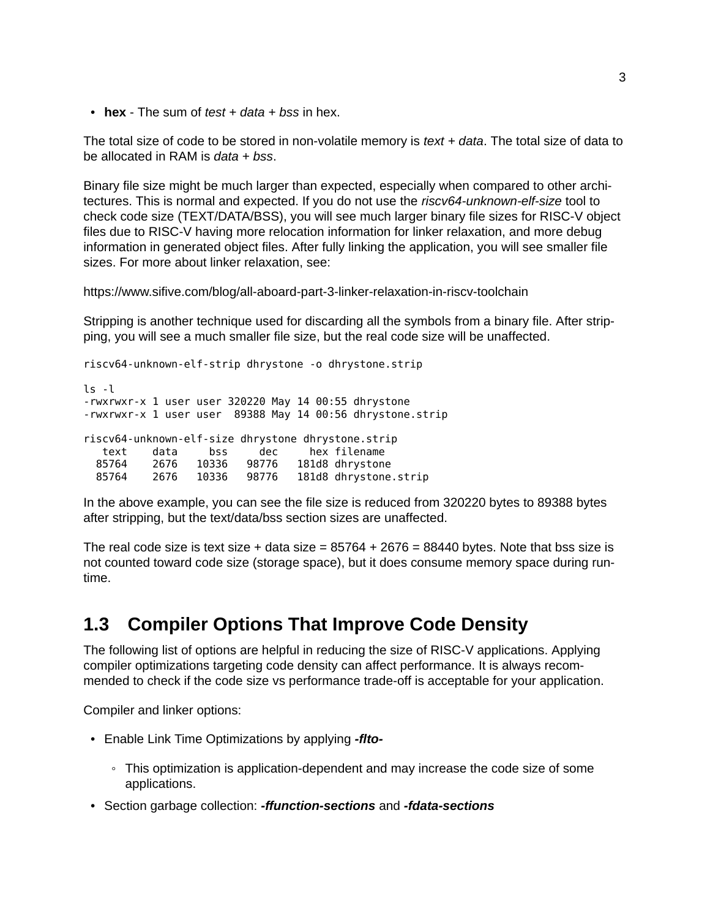- **hex** - The sum of *test* + *data* + *bss* in hex.

The total size of code to be stored in non-volatile memory is *text* + *data*. The total size of data to be allocated in RAM is *data* + *bss*.

Binary file size might be much larger than expected, especially when compared to other architectures. This is normal and expected. If you do not use the *riscv64-unknown-elf-size* tool to check code size (TEXT/DATA/BSS), you will see much larger binary file sizes for RISC-V object files due to RISC-V having more relocation information for linker relaxation, and more debug information in generated object files. After fully linking the application, you will see smaller file sizes. For more about linker relaxation, see:

https://www.sifive.com/blog/all-aboard-part-3-linker-relaxation-in-riscv-toolchain

Stripping is another technique used for discarding all the symbols from a binary file. After stripping, you will see a much smaller file size, but the real code size will be unaffected.

```
riscv64-unknown-elf-strip dhrystone -o dhrystone.strip

ls -l
-rwxrwxr-x 1 user user 320220 May 14 00:55 dhrystone
-rwxrwxr-x 1 user user  89388 May 14 00:56 dhrystone.strip

riscv64-unknown-elf-size dhrystone dhrystone.strip
   text    data     bss     dec     hex filename
  85764    2676   10336   98776   181d8 dhrystone
  85764    2676   10336   98776   181d8 dhrystone.strip
```

In the above example, you can see the file size is reduced from 320220 bytes to 89388 bytes after stripping, but the text/data/bss section sizes are unaffected.

The real code size is text size + data size = 85764 + 2676 = 88440 bytes. Note that bss size is not counted toward code size (storage space), but it does consume memory space during runtime.

## 1.3 Compiler Options That Improve Code Density

The following list of options are helpful in reducing the size of RISC-V applications. Applying compiler optimizations targeting code density can affect performance. It is always recommended to check if the code size vs performance trade-off is acceptable for your application.

Compiler and linker options:

- Enable Link Time Optimizations by applying ***-flto-***
  - This optimization is application-dependent and may increase the code size of some applications.
- Section garbage collection: ***-ffunction-sections*** and ***-fdata-sections***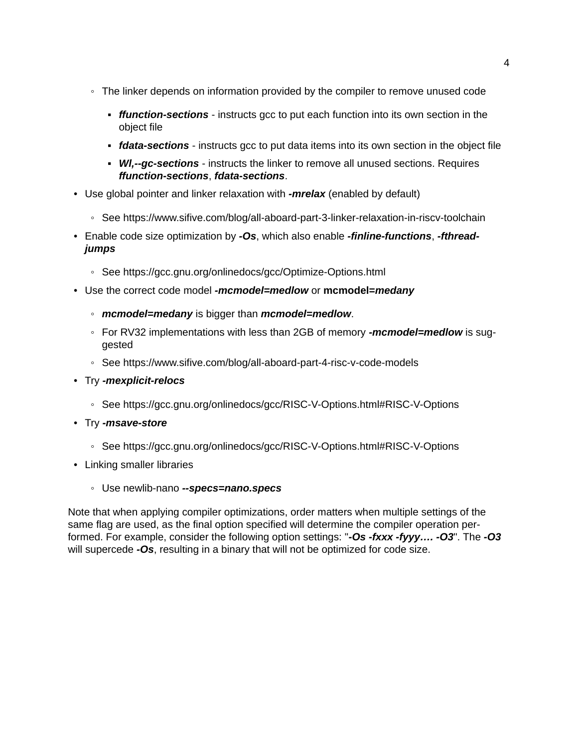- The linker depends on information provided by the compiler to remove unused code
        - ***ffunction-sections*** - instructs gcc to put each function into its own section in the object file
        - ***fdata-sections*** - instructs gcc to put data items into its own section in the object file
        - ***Wl,--gc-sections*** - instructs the linker to remove all unused sections. Requires ***ffunction-sections***, ***fdata-sections***.

- Use global pointer and linker relaxation with ***-mrelax*** (enabled by default)
    - See https://www.sifive.com/blog/all-aboard-part-3-linker-relaxation-in-riscv-toolchain
- Enable code size optimization by ***-Os***, which also enable ***-finline-functions***, ***-fthread-jumps***
    - See https://gcc.gnu.org/onlinedocs/gcc/Optimize-Options.html
- Use the correct code model ***-mcmodel=medlow*** or **mcmodel=*medany***
    - ***mcmodel=medany*** is bigger than ***mcmodel=medlow***.
    - For RV32 implementations with less than 2GB of memory ***-mcmodel=medlow*** is suggested
    - See https://www.sifive.com/blog/all-aboard-part-4-risc-v-code-models
- Try ***-mexplicit-relocs***
    - See https://gcc.gnu.org/onlinedocs/gcc/RISC-V-Options.html#RISC-V-Options
- Try ***-msave-store***
    - See https://gcc.gnu.org/onlinedocs/gcc/RISC-V-Options.html#RISC-V-Options
- Linking smaller libraries
    - Use newlib-nano ***--specs=nano.specs***

Note that when applying compiler optimizations, order matters when multiple settings of the same flag are used, as the final option specified will determine the compiler operation performed. For example, consider the following option settings: "***-Os -fxxx -fyyy…. -O3***". The ***-O3*** will supercede ***-Os***, resulting in a binary that will not be optimized for code size.